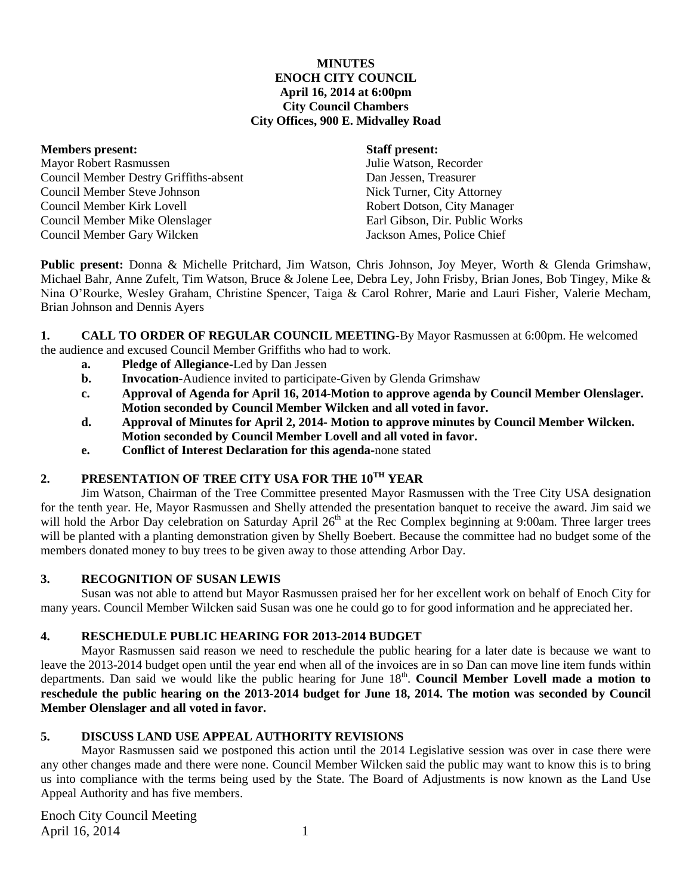**MINUTES**
**ENOCH CITY COUNCIL**
**April 16, 2014 at 6:00pm**
**City Council Chambers**
**City Offices, 900 E. Midvalley Road**

| **Members present:** | **Staff present:** |
|---|---|
| Mayor Robert Rasmussen | Julie Watson, Recorder |
| Council Member Destry Griffiths-absent | Dan Jessen, Treasurer |
| Council Member Steve Johnson | Nick Turner, City Attorney |
| Council Member Kirk Lovell | Robert Dotson, City Manager |
| Council Member Mike Olenslager | Earl Gibson, Dir. Public Works |
| Council Member Gary Wilcken | Jackson Ames, Police Chief |

**Public present:** Donna & Michelle Pritchard, Jim Watson, Chris Johnson, Joy Meyer, Worth & Glenda Grimshaw, Michael Bahr, Anne Zufelt, Tim Watson, Bruce & Jolene Lee, Debra Ley, John Frisby, Brian Jones, Bob Tingey, Mike & Nina O'Rourke, Wesley Graham, Christine Spencer, Taiga & Carol Rohrer, Marie and Lauri Fisher, Valerie Mecham, Brian Johnson and Dennis Ayers

**1. CALL TO ORDER OF REGULAR COUNCIL MEETING-**By Mayor Rasmussen at 6:00pm. He welcomed the audience and excused Council Member Griffiths who had to work.

- **a. Pledge of Allegiance-**Led by Dan Jessen
- **b. Invocation-**Audience invited to participate-Given by Glenda Grimshaw
- **c. Approval of Agenda for April 16, 2014-Motion to approve agenda by Council Member Olenslager. Motion seconded by Council Member Wilcken and all voted in favor.**
- **d. Approval of Minutes for April 2, 2014- Motion to approve minutes by Council Member Wilcken. Motion seconded by Council Member Lovell and all voted in favor.**
- **e. Conflict of Interest Declaration for this agenda-**none stated

## 2. PRESENTATION OF TREE CITY USA FOR THE 10TH YEAR

Jim Watson, Chairman of the Tree Committee presented Mayor Rasmussen with the Tree City USA designation for the tenth year. He, Mayor Rasmussen and Shelly attended the presentation banquet to receive the award. Jim said we will hold the Arbor Day celebration on Saturday April 26th at the Rec Complex beginning at 9:00am. Three larger trees will be planted with a planting demonstration given by Shelly Boebert. Because the committee had no budget some of the members donated money to buy trees to be given away to those attending Arbor Day.

## 3. RECOGNITION OF SUSAN LEWIS

Susan was not able to attend but Mayor Rasmussen praised her for her excellent work on behalf of Enoch City for many years. Council Member Wilcken said Susan was one he could go to for good information and he appreciated her.

## 4. RESCHEDULE PUBLIC HEARING FOR 2013-2014 BUDGET

Mayor Rasmussen said reason we need to reschedule the public hearing for a later date is because we want to leave the 2013-2014 budget open until the year end when all of the invoices are in so Dan can move line item funds within departments. Dan said we would like the public hearing for June 18th. **Council Member Lovell made a motion to reschedule the public hearing on the 2013-2014 budget for June 18, 2014. The motion was seconded by Council Member Olenslager and all voted in favor.**

## 5. DISCUSS LAND USE APPEAL AUTHORITY REVISIONS

Mayor Rasmussen said we postponed this action until the 2014 Legislative session was over in case there were any other changes made and there were none. Council Member Wilcken said the public may want to know this is to bring us into compliance with the terms being used by the State. The Board of Adjustments is now known as the Land Use Appeal Authority and has five members.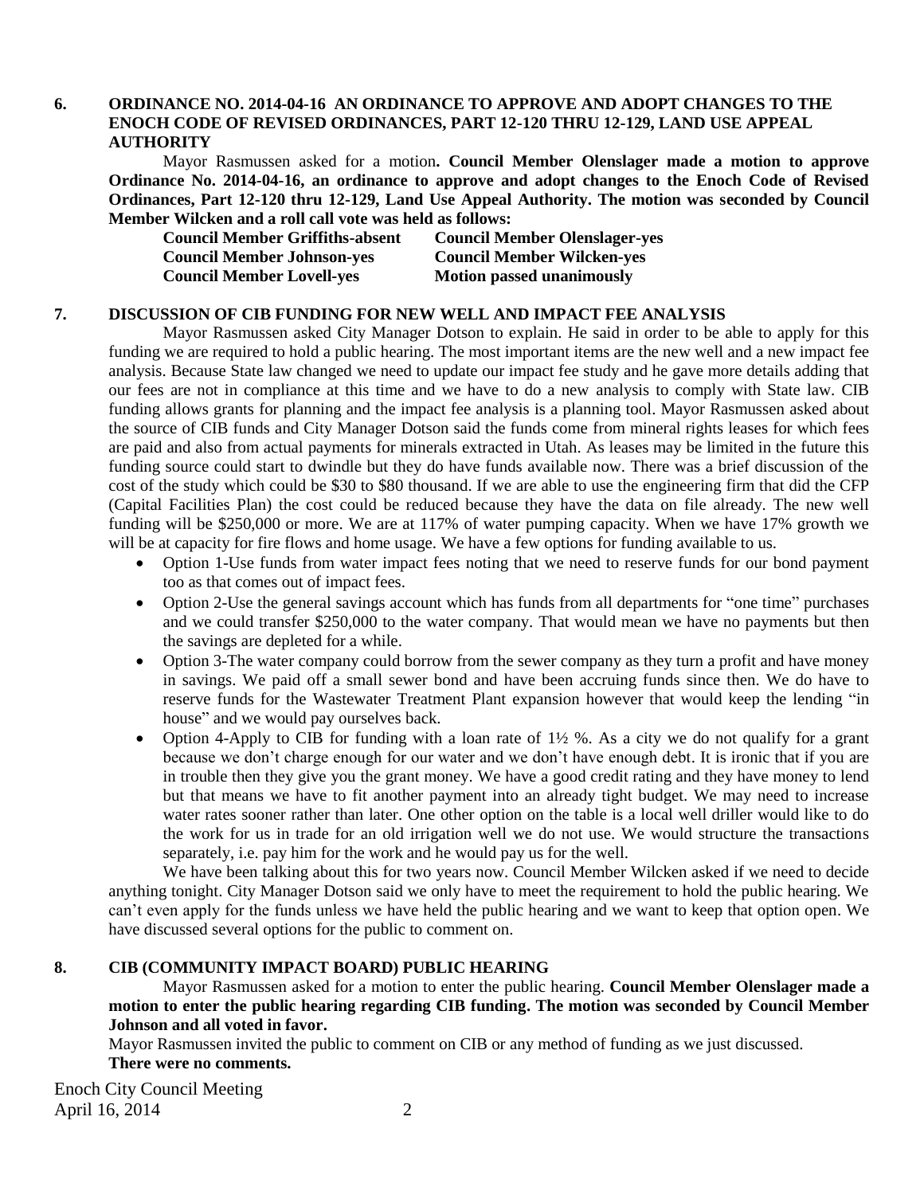**6. ORDINANCE NO. 2014-04-16 AN ORDINANCE TO APPROVE AND ADOPT CHANGES TO THE ENOCH CODE OF REVISED ORDINANCES, PART 12-120 THRU 12-129, LAND USE APPEAL AUTHORITY**

Mayor Rasmussen asked for a motion**. Council Member Olenslager made a motion to approve Ordinance No. 2014-04-16, an ordinance to approve and adopt changes to the Enoch Code of Revised Ordinances, Part 12-120 thru 12-129, Land Use Appeal Authority. The motion was seconded by Council Member Wilcken and a roll call vote was held as follows:**

| | |
|---|---|
| **Council Member Griffiths-absent** | **Council Member Olenslager-yes** |
| **Council Member Johnson-yes** | **Council Member Wilcken-yes** |
| **Council Member Lovell-yes** | **Motion passed unanimously** |

**7. DISCUSSION OF CIB FUNDING FOR NEW WELL AND IMPACT FEE ANALYSIS**

Mayor Rasmussen asked City Manager Dotson to explain. He said in order to be able to apply for this funding we are required to hold a public hearing. The most important items are the new well and a new impact fee analysis. Because State law changed we need to update our impact fee study and he gave more details adding that our fees are not in compliance at this time and we have to do a new analysis to comply with State law. CIB funding allows grants for planning and the impact fee analysis is a planning tool. Mayor Rasmussen asked about the source of CIB funds and City Manager Dotson said the funds come from mineral rights leases for which fees are paid and also from actual payments for minerals extracted in Utah. As leases may be limited in the future this funding source could start to dwindle but they do have funds available now. There was a brief discussion of the cost of the study which could be $30 to $80 thousand. If we are able to use the engineering firm that did the CFP (Capital Facilities Plan) the cost could be reduced because they have the data on file already. The new well funding will be $250,000 or more. We are at 117% of water pumping capacity. When we have 17% growth we will be at capacity for fire flows and home usage. We have a few options for funding available to us.

- Option 1-Use funds from water impact fees noting that we need to reserve funds for our bond payment too as that comes out of impact fees.
- Option 2-Use the general savings account which has funds from all departments for "one time" purchases and we could transfer $250,000 to the water company. That would mean we have no payments but then the savings are depleted for a while.
- Option 3-The water company could borrow from the sewer company as they turn a profit and have money in savings. We paid off a small sewer bond and have been accruing funds since then. We do have to reserve funds for the Wastewater Treatment Plant expansion however that would keep the lending "in house" and we would pay ourselves back.
- Option 4-Apply to CIB for funding with a loan rate of 1½ %. As a city we do not qualify for a grant because we don't charge enough for our water and we don't have enough debt. It is ironic that if you are in trouble then they give you the grant money. We have a good credit rating and they have money to lend but that means we have to fit another payment into an already tight budget. We may need to increase water rates sooner rather than later. One other option on the table is a local well driller would like to do the work for us in trade for an old irrigation well we do not use. We would structure the transactions separately, i.e. pay him for the work and he would pay us for the well.

We have been talking about this for two years now. Council Member Wilcken asked if we need to decide anything tonight. City Manager Dotson said we only have to meet the requirement to hold the public hearing. We can't even apply for the funds unless we have held the public hearing and we want to keep that option open. We have discussed several options for the public to comment on.

**8. CIB (COMMUNITY IMPACT BOARD) PUBLIC HEARING**

Mayor Rasmussen asked for a motion to enter the public hearing. **Council Member Olenslager made a motion to enter the public hearing regarding CIB funding. The motion was seconded by Council Member Johnson and all voted in favor.**

Mayor Rasmussen invited the public to comment on CIB or any method of funding as we just discussed.

**There were no comments.**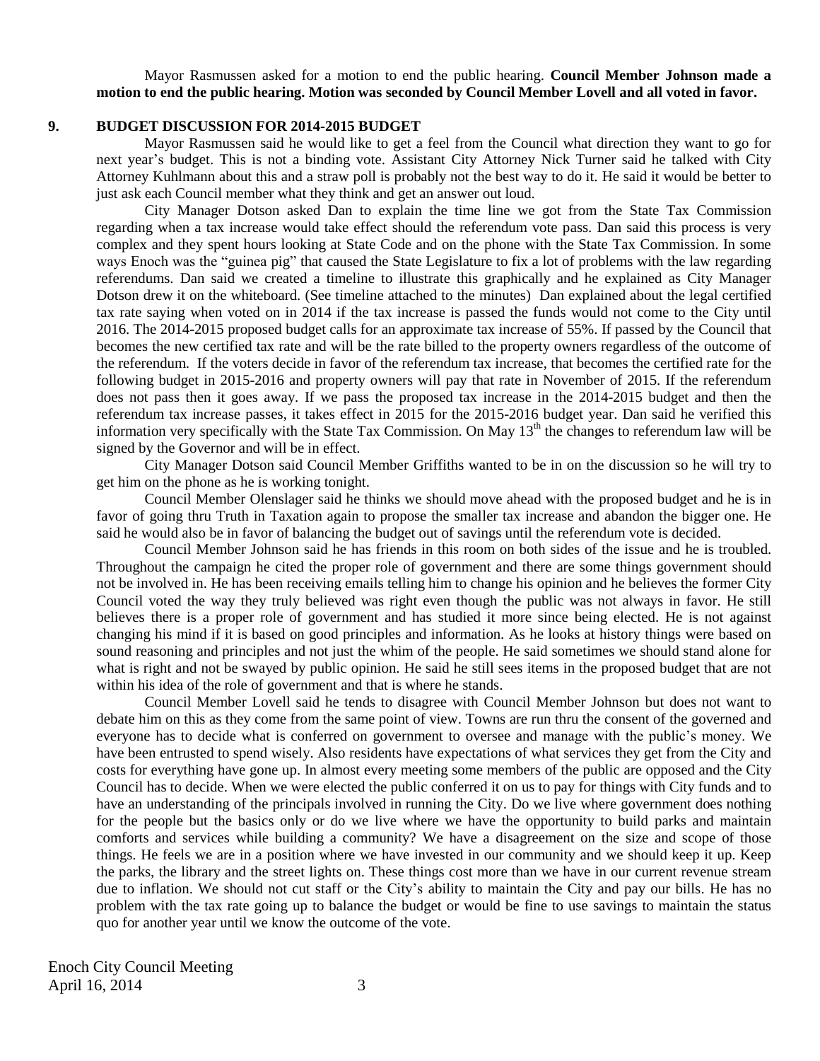Mayor Rasmussen asked for a motion to end the public hearing. **Council Member Johnson made a motion to end the public hearing. Motion was seconded by Council Member Lovell and all voted in favor.**

## 9. BUDGET DISCUSSION FOR 2014-2015 BUDGET

Mayor Rasmussen said he would like to get a feel from the Council what direction they want to go for next year's budget. This is not a binding vote. Assistant City Attorney Nick Turner said he talked with City Attorney Kuhlmann about this and a straw poll is probably not the best way to do it. He said it would be better to just ask each Council member what they think and get an answer out loud.

City Manager Dotson asked Dan to explain the time line we got from the State Tax Commission regarding when a tax increase would take effect should the referendum vote pass. Dan said this process is very complex and they spent hours looking at State Code and on the phone with the State Tax Commission. In some ways Enoch was the "guinea pig" that caused the State Legislature to fix a lot of problems with the law regarding referendums. Dan said we created a timeline to illustrate this graphically and he explained as City Manager Dotson drew it on the whiteboard. (See timeline attached to the minutes) Dan explained about the legal certified tax rate saying when voted on in 2014 if the tax increase is passed the funds would not come to the City until 2016. The 2014-2015 proposed budget calls for an approximate tax increase of 55%. If passed by the Council that becomes the new certified tax rate and will be the rate billed to the property owners regardless of the outcome of the referendum. If the voters decide in favor of the referendum tax increase, that becomes the certified rate for the following budget in 2015-2016 and property owners will pay that rate in November of 2015. If the referendum does not pass then it goes away. If we pass the proposed tax increase in the 2014-2015 budget and then the referendum tax increase passes, it takes effect in 2015 for the 2015-2016 budget year. Dan said he verified this information very specifically with the State Tax Commission. On May 13th the changes to referendum law will be signed by the Governor and will be in effect.

City Manager Dotson said Council Member Griffiths wanted to be in on the discussion so he will try to get him on the phone as he is working tonight.

Council Member Olenslager said he thinks we should move ahead with the proposed budget and he is in favor of going thru Truth in Taxation again to propose the smaller tax increase and abandon the bigger one. He said he would also be in favor of balancing the budget out of savings until the referendum vote is decided.

Council Member Johnson said he has friends in this room on both sides of the issue and he is troubled. Throughout the campaign he cited the proper role of government and there are some things government should not be involved in. He has been receiving emails telling him to change his opinion and he believes the former City Council voted the way they truly believed was right even though the public was not always in favor. He still believes there is a proper role of government and has studied it more since being elected. He is not against changing his mind if it is based on good principles and information. As he looks at history things were based on sound reasoning and principles and not just the whim of the people. He said sometimes we should stand alone for what is right and not be swayed by public opinion. He said he still sees items in the proposed budget that are not within his idea of the role of government and that is where he stands.

Council Member Lovell said he tends to disagree with Council Member Johnson but does not want to debate him on this as they come from the same point of view. Towns are run thru the consent of the governed and everyone has to decide what is conferred on government to oversee and manage with the public's money. We have been entrusted to spend wisely. Also residents have expectations of what services they get from the City and costs for everything have gone up. In almost every meeting some members of the public are opposed and the City Council has to decide. When we were elected the public conferred it on us to pay for things with City funds and to have an understanding of the principals involved in running the City. Do we live where government does nothing for the people but the basics only or do we live where we have the opportunity to build parks and maintain comforts and services while building a community? We have a disagreement on the size and scope of those things. He feels we are in a position where we have invested in our community and we should keep it up. Keep the parks, the library and the street lights on. These things cost more than we have in our current revenue stream due to inflation. We should not cut staff or the City's ability to maintain the City and pay our bills. He has no problem with the tax rate going up to balance the budget or would be fine to use savings to maintain the status quo for another year until we know the outcome of the vote.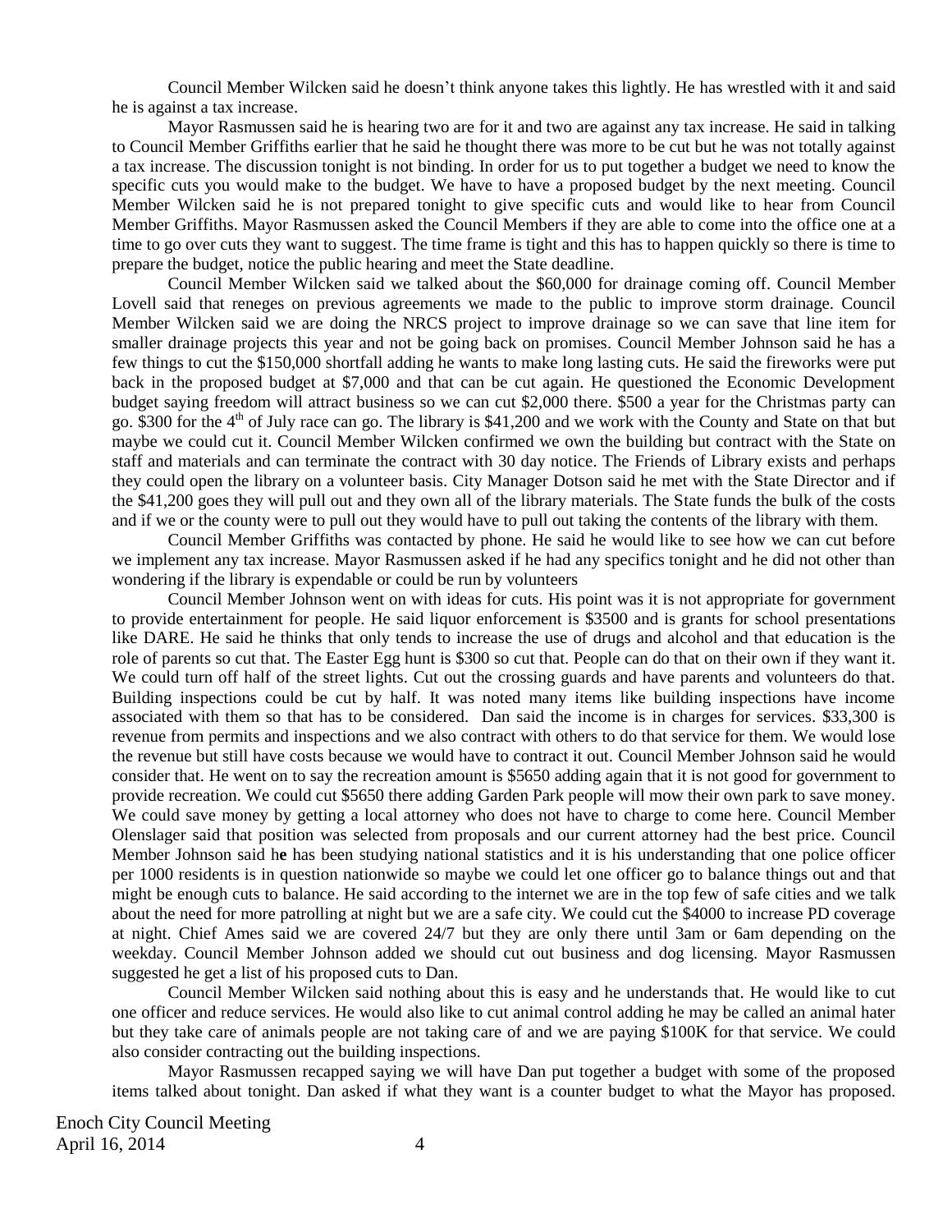Council Member Wilcken said he doesn't think anyone takes this lightly. He has wrestled with it and said he is against a tax increase.

Mayor Rasmussen said he is hearing two are for it and two are against any tax increase. He said in talking to Council Member Griffiths earlier that he said he thought there was more to be cut but he was not totally against a tax increase. The discussion tonight is not binding. In order for us to put together a budget we need to know the specific cuts you would make to the budget. We have to have a proposed budget by the next meeting. Council Member Wilcken said he is not prepared tonight to give specific cuts and would like to hear from Council Member Griffiths. Mayor Rasmussen asked the Council Members if they are able to come into the office one at a time to go over cuts they want to suggest. The time frame is tight and this has to happen quickly so there is time to prepare the budget, notice the public hearing and meet the State deadline.

Council Member Wilcken said we talked about the $60,000 for drainage coming off. Council Member Lovell said that reneges on previous agreements we made to the public to improve storm drainage. Council Member Wilcken said we are doing the NRCS project to improve drainage so we can save that line item for smaller drainage projects this year and not be going back on promises. Council Member Johnson said he has a few things to cut the $150,000 shortfall adding he wants to make long lasting cuts. He said the fireworks were put back in the proposed budget at $7,000 and that can be cut again. He questioned the Economic Development budget saying freedom will attract business so we can cut $2,000 there. $500 a year for the Christmas party can go. $300 for the 4th of July race can go. The library is $41,200 and we work with the County and State on that but maybe we could cut it. Council Member Wilcken confirmed we own the building but contract with the State on staff and materials and can terminate the contract with 30 day notice. The Friends of Library exists and perhaps they could open the library on a volunteer basis. City Manager Dotson said he met with the State Director and if the $41,200 goes they will pull out and they own all of the library materials. The State funds the bulk of the costs and if we or the county were to pull out they would have to pull out taking the contents of the library with them.

Council Member Griffiths was contacted by phone. He said he would like to see how we can cut before we implement any tax increase. Mayor Rasmussen asked if he had any specifics tonight and he did not other than wondering if the library is expendable or could be run by volunteers

Council Member Johnson went on with ideas for cuts. His point was it is not appropriate for government to provide entertainment for people. He said liquor enforcement is $3500 and is grants for school presentations like DARE. He said he thinks that only tends to increase the use of drugs and alcohol and that education is the role of parents so cut that. The Easter Egg hunt is $300 so cut that. People can do that on their own if they want it. We could turn off half of the street lights. Cut out the crossing guards and have parents and volunteers do that. Building inspections could be cut by half. It was noted many items like building inspections have income associated with them so that has to be considered. Dan said the income is in charges for services. $33,300 is revenue from permits and inspections and we also contract with others to do that service for them. We would lose the revenue but still have costs because we would have to contract it out. Council Member Johnson said he would consider that. He went on to say the recreation amount is $5650 adding again that it is not good for government to provide recreation. We could cut $5650 there adding Garden Park people will mow their own park to save money. We could save money by getting a local attorney who does not have to charge to come here. Council Member Olenslager said that position was selected from proposals and our current attorney had the best price. Council Member Johnson said he has been studying national statistics and it is his understanding that one police officer per 1000 residents is in question nationwide so maybe we could let one officer go to balance things out and that might be enough cuts to balance. He said according to the internet we are in the top few of safe cities and we talk about the need for more patrolling at night but we are a safe city. We could cut the $4000 to increase PD coverage at night. Chief Ames said we are covered 24/7 but they are only there until 3am or 6am depending on the weekday. Council Member Johnson added we should cut out business and dog licensing. Mayor Rasmussen suggested he get a list of his proposed cuts to Dan.

Council Member Wilcken said nothing about this is easy and he understands that. He would like to cut one officer and reduce services. He would also like to cut animal control adding he may be called an animal hater but they take care of animals people are not taking care of and we are paying $100K for that service. We could also consider contracting out the building inspections.

Mayor Rasmussen recapped saying we will have Dan put together a budget with some of the proposed items talked about tonight. Dan asked if what they want is a counter budget to what the Mayor has proposed.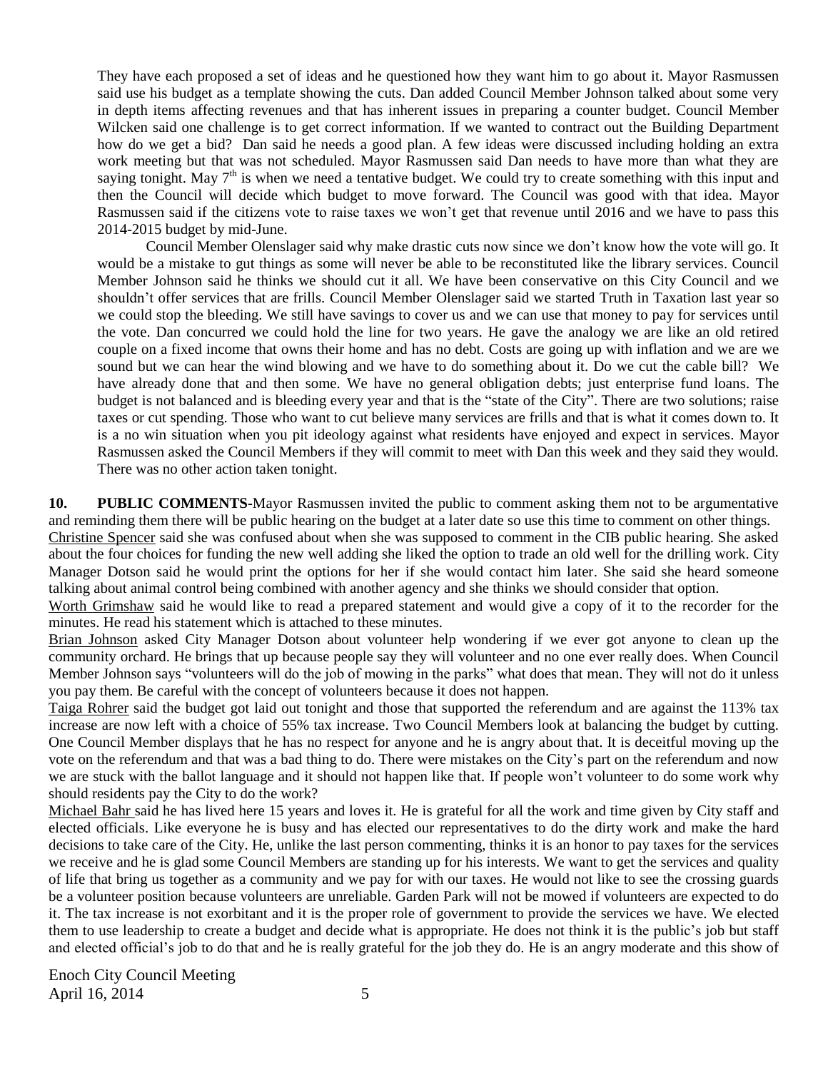They have each proposed a set of ideas and he questioned how they want him to go about it. Mayor Rasmussen said use his budget as a template showing the cuts. Dan added Council Member Johnson talked about some very in depth items affecting revenues and that has inherent issues in preparing a counter budget. Council Member Wilcken said one challenge is to get correct information. If we wanted to contract out the Building Department how do we get a bid? Dan said he needs a good plan. A few ideas were discussed including holding an extra work meeting but that was not scheduled. Mayor Rasmussen said Dan needs to have more than what they are saying tonight. May 7th is when we need a tentative budget. We could try to create something with this input and then the Council will decide which budget to move forward. The Council was good with that idea. Mayor Rasmussen said if the citizens vote to raise taxes we won't get that revenue until 2016 and we have to pass this 2014-2015 budget by mid-June.

Council Member Olenslager said why make drastic cuts now since we don't know how the vote will go. It would be a mistake to gut things as some will never be able to be reconstituted like the library services. Council Member Johnson said he thinks we should cut it all. We have been conservative on this City Council and we shouldn't offer services that are frills. Council Member Olenslager said we started Truth in Taxation last year so we could stop the bleeding. We still have savings to cover us and we can use that money to pay for services until the vote. Dan concurred we could hold the line for two years. He gave the analogy we are like an old retired couple on a fixed income that owns their home and has no debt. Costs are going up with inflation and we are we sound but we can hear the wind blowing and we have to do something about it. Do we cut the cable bill? We have already done that and then some. We have no general obligation debts; just enterprise fund loans. The budget is not balanced and is bleeding every year and that is the "state of the City". There are two solutions; raise taxes or cut spending. Those who want to cut believe many services are frills and that is what it comes down to. It is a no win situation when you pit ideology against what residents have enjoyed and expect in services. Mayor Rasmussen asked the Council Members if they will commit to meet with Dan this week and they said they would. There was no other action taken tonight.

**10. PUBLIC COMMENTS-**Mayor Rasmussen invited the public to comment asking them not to be argumentative and reminding them there will be public hearing on the budget at a later date so use this time to comment on other things.

Christine Spencer said she was confused about when she was supposed to comment in the CIB public hearing. She asked about the four choices for funding the new well adding she liked the option to trade an old well for the drilling work. City Manager Dotson said he would print the options for her if she would contact him later. She said she heard someone talking about animal control being combined with another agency and she thinks we should consider that option.

Worth Grimshaw said he would like to read a prepared statement and would give a copy of it to the recorder for the minutes. He read his statement which is attached to these minutes.

Brian Johnson asked City Manager Dotson about volunteer help wondering if we ever got anyone to clean up the community orchard. He brings that up because people say they will volunteer and no one ever really does. When Council Member Johnson says "volunteers will do the job of mowing in the parks" what does that mean. They will not do it unless you pay them. Be careful with the concept of volunteers because it does not happen.

Taiga Rohrer said the budget got laid out tonight and those that supported the referendum and are against the 113% tax increase are now left with a choice of 55% tax increase. Two Council Members look at balancing the budget by cutting. One Council Member displays that he has no respect for anyone and he is angry about that. It is deceitful moving up the vote on the referendum and that was a bad thing to do. There were mistakes on the City's part on the referendum and now we are stuck with the ballot language and it should not happen like that. If people won't volunteer to do some work why should residents pay the City to do the work?

Michael Bahr said he has lived here 15 years and loves it. He is grateful for all the work and time given by City staff and elected officials. Like everyone he is busy and has elected our representatives to do the dirty work and make the hard decisions to take care of the City. He, unlike the last person commenting, thinks it is an honor to pay taxes for the services we receive and he is glad some Council Members are standing up for his interests. We want to get the services and quality of life that bring us together as a community and we pay for with our taxes. He would not like to see the crossing guards be a volunteer position because volunteers are unreliable. Garden Park will not be mowed if volunteers are expected to do it. The tax increase is not exorbitant and it is the proper role of government to provide the services we have. We elected them to use leadership to create a budget and decide what is appropriate. He does not think it is the public's job but staff and elected official's job to do that and he is really grateful for the job they do. He is an angry moderate and this show of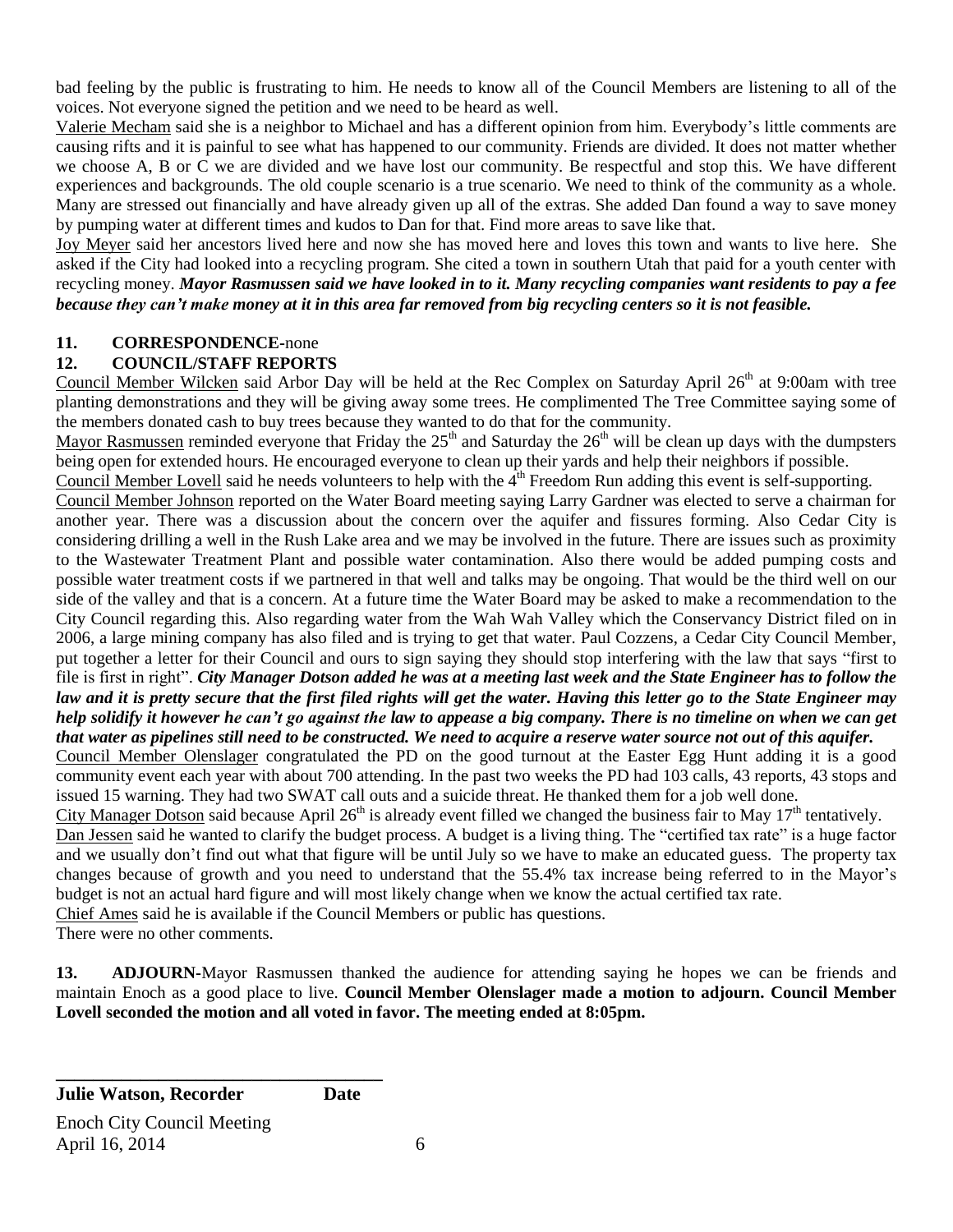bad feeling by the public is frustrating to him. He needs to know all of the Council Members are listening to all of the voices. Not everyone signed the petition and we need to be heard as well.

Valerie Mecham said she is a neighbor to Michael and has a different opinion from him. Everybody's little comments are causing rifts and it is painful to see what has happened to our community. Friends are divided. It does not matter whether we choose A, B or C we are divided and we have lost our community. Be respectful and stop this. We have different experiences and backgrounds. The old couple scenario is a true scenario. We need to think of the community as a whole. Many are stressed out financially and have already given up all of the extras. She added Dan found a way to save money by pumping water at different times and kudos to Dan for that. Find more areas to save like that.

Joy Meyer said her ancestors lived here and now she has moved here and loves this town and wants to live here. She asked if the City had looked into a recycling program. She cited a town in southern Utah that paid for a youth center with recycling money. ***Mayor Rasmussen said we have looked in to it. Many recycling companies want residents to pay a fee because they can't make money at it in this area far removed from big recycling centers so it is not feasible.***

**11. CORRESPONDENCE-**none

**12. COUNCIL/STAFF REPORTS**

Council Member Wilcken said Arbor Day will be held at the Rec Complex on Saturday April 26th at 9:00am with tree planting demonstrations and they will be giving away some trees. He complimented The Tree Committee saying some of the members donated cash to buy trees because they wanted to do that for the community.

Mayor Rasmussen reminded everyone that Friday the 25th and Saturday the 26th will be clean up days with the dumpsters being open for extended hours. He encouraged everyone to clean up their yards and help their neighbors if possible.

Council Member Lovell said he needs volunteers to help with the 4th Freedom Run adding this event is self-supporting.

Council Member Johnson reported on the Water Board meeting saying Larry Gardner was elected to serve a chairman for another year. There was a discussion about the concern over the aquifer and fissures forming. Also Cedar City is considering drilling a well in the Rush Lake area and we may be involved in the future. There are issues such as proximity to the Wastewater Treatment Plant and possible water contamination. Also there would be added pumping costs and possible water treatment costs if we partnered in that well and talks may be ongoing. That would be the third well on our side of the valley and that is a concern. At a future time the Water Board may be asked to make a recommendation to the City Council regarding this. Also regarding water from the Wah Wah Valley which the Conservancy District filed on in 2006, a large mining company has also filed and is trying to get that water. Paul Cozzens, a Cedar City Council Member, put together a letter for their Council and ours to sign saying they should stop interfering with the law that says "first to file is first in right". ***City Manager Dotson added he was at a meeting last week and the State Engineer has to follow the law and it is pretty secure that the first filed rights will get the water. Having this letter go to the State Engineer may help solidify it however he can't go against the law to appease a big company. There is no timeline on when we can get that water as pipelines still need to be constructed. We need to acquire a reserve water source not out of this aquifer.***

Council Member Olenslager congratulated the PD on the good turnout at the Easter Egg Hunt adding it is a good community event each year with about 700 attending. In the past two weeks the PD had 103 calls, 43 reports, 43 stops and issued 15 warning. They had two SWAT call outs and a suicide threat. He thanked them for a job well done.

City Manager Dotson said because April 26th is already event filled we changed the business fair to May 17th tentatively.

Dan Jessen said he wanted to clarify the budget process. A budget is a living thing. The "certified tax rate" is a huge factor and we usually don't find out what that figure will be until July so we have to make an educated guess. The property tax changes because of growth and you need to understand that the 55.4% tax increase being referred to in the Mayor's budget is not an actual hard figure and will most likely change when we know the actual certified tax rate.

Chief Ames said he is available if the Council Members or public has questions.

There were no other comments.

**13. ADJOURN-**Mayor Rasmussen thanked the audience for attending saying he hopes we can be friends and maintain Enoch as a good place to live. **Council Member Olenslager made a motion to adjourn. Council Member Lovell seconded the motion and all voted in favor. The meeting ended at 8:05pm.**

\_\_\_\_\_\_\_\_\_\_\_\_\_\_\_\_\_\_\_\_\_\_\_\_\_\_\_\_\_\_\_\_\_\_\_\_

**Julie Watson, Recorder Date**

Enoch City Council Meeting
April 16, 2014